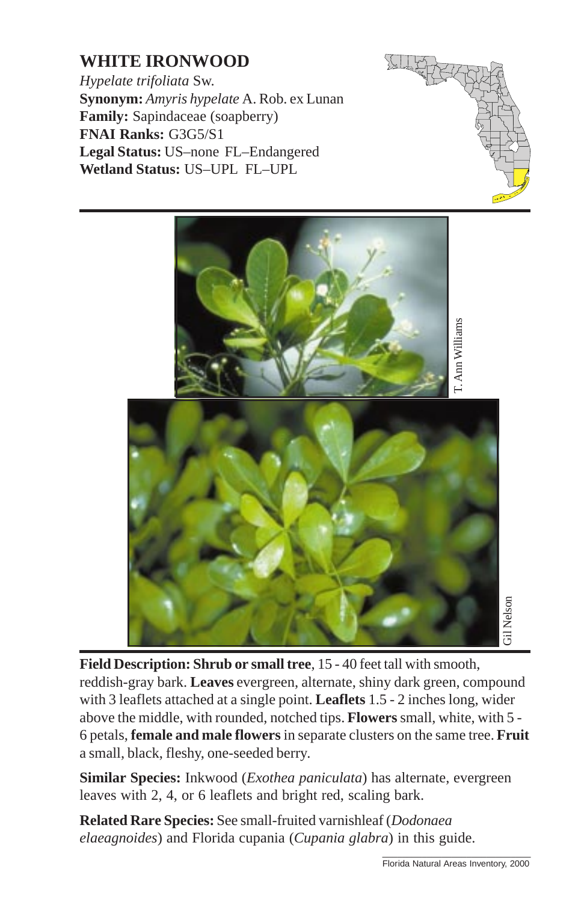# WHITE IRONWOOD

*Hypelate trifoliata* Sw.
**Synonym:** *Amyris hypelate* A. Rob. ex Lunan
**Family:** Sapindaceae (soapberry)
**FNAI Ranks:** G3G5/S1
**Legal Status:** US–none FL–Endangered
**Wetland Status:** US–UPL FL–UPL

T. Ann Williams

Gil Nelson

**Field Description: Shrub or small tree**, 15 - 40 feet tall with smooth, reddish-gray bark. **Leaves** evergreen, alternate, shiny dark green, compound with 3 leaflets attached at a single point. **Leaflets** 1.5 - 2 inches long, wider above the middle, with rounded, notched tips. **Flowers** small, white, with 5 - 6 petals, **female and male flowers** in separate clusters on the same tree. **Fruit** a small, black, fleshy, one-seeded berry.

**Similar Species:** Inkwood (*Exothea paniculata*) has alternate, evergreen leaves with 2, 4, or 6 leaflets and bright red, scaling bark.

**Related Rare Species:** See small-fruited varnishleaf (*Dodonaea elaeagnoides*) and Florida cupania (*Cupania glabra*) in this guide.

Florida Natural Areas Inventory, 2000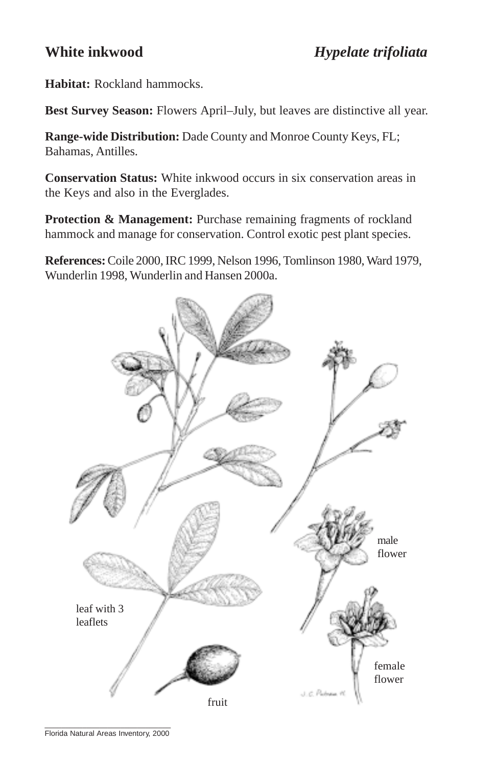# White inkwood *Hypelate trifoliata*

**Habitat:** Rockland hammocks.

**Best Survey Season:** Flowers April–July, but leaves are distinctive all year.

**Range-wide Distribution:** Dade County and Monroe County Keys, FL; Bahamas, Antilles.

**Conservation Status:** White inkwood occurs in six conservation areas in the Keys and also in the Everglades.

**Protection & Management:** Purchase remaining fragments of rockland hammock and manage for conservation. Control exotic pest plant species.

**References:** Coile 2000, IRC 1999, Nelson 1996, Tomlinson 1980, Ward 1979, Wunderlin 1998, Wunderlin and Hansen 2000a.

male flower

leaf with 3 leaflets

female flower

fruit

J. C. Putnam H.

Florida Natural Areas Inventory, 2000